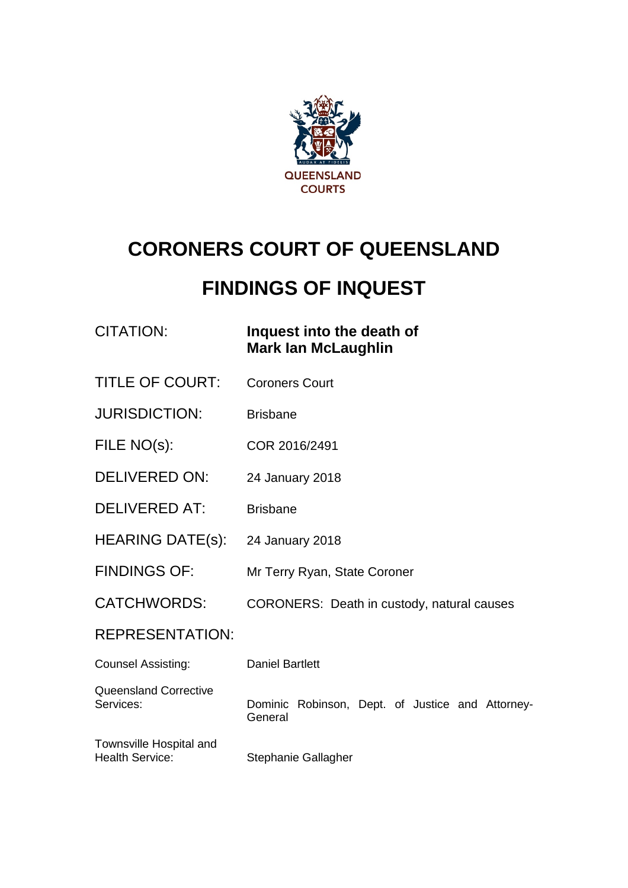QUEENSLAND COURTS

# CORONERS COURT OF QUEENSLAND

# FINDINGS OF INQUEST

| | |
|---|---|
| CITATION: | **Inquest into the death of Mark Ian McLaughlin** |
| TITLE OF COURT: | Coroners Court |
| JURISDICTION: | Brisbane |
| FILE NO(s): | COR 2016/2491 |
| DELIVERED ON: | 24 January 2018 |
| DELIVERED AT: | Brisbane |
| HEARING DATE(s): | 24 January 2018 |
| FINDINGS OF: | Mr Terry Ryan, State Coroner |
| CATCHWORDS: | CORONERS: Death in custody, natural causes |

REPRESENTATION:

| | |
|---|---|
| Counsel Assisting: | Daniel Bartlett |
| Queensland Corrective Services: | Dominic Robinson, Dept. of Justice and Attorney-General |
| Townsville Hospital and Health Service: | Stephanie Gallagher |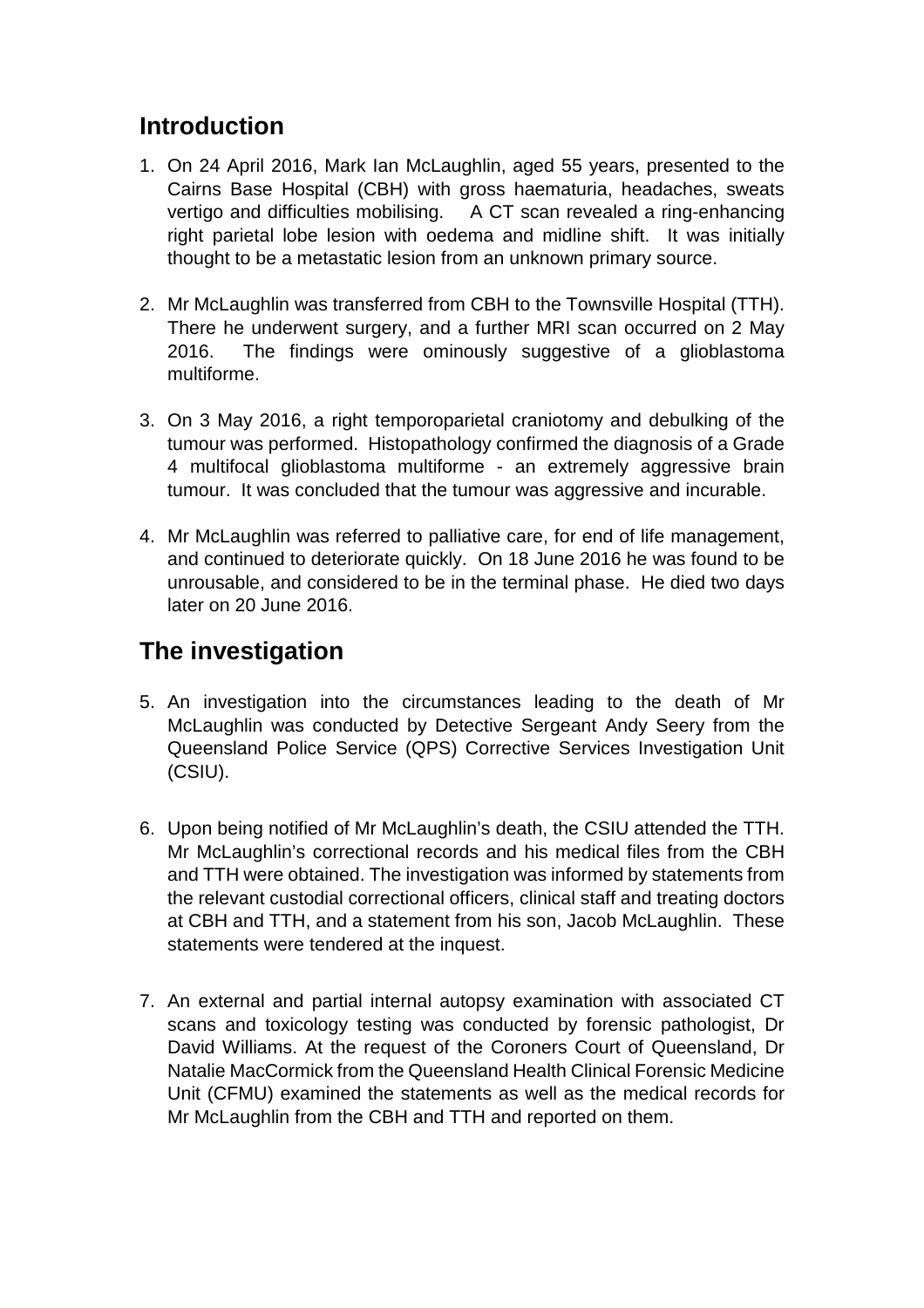## Introduction

1. On 24 April 2016, Mark Ian McLaughlin, aged 55 years, presented to the Cairns Base Hospital (CBH) with gross haematuria, headaches, sweats vertigo and difficulties mobilising. A CT scan revealed a ring-enhancing right parietal lobe lesion with oedema and midline shift. It was initially thought to be a metastatic lesion from an unknown primary source.

2. Mr McLaughlin was transferred from CBH to the Townsville Hospital (TTH). There he underwent surgery, and a further MRI scan occurred on 2 May 2016. The findings were ominously suggestive of a glioblastoma multiforme.

3. On 3 May 2016, a right temporoparietal craniotomy and debulking of the tumour was performed. Histopathology confirmed the diagnosis of a Grade 4 multifocal glioblastoma multiforme - an extremely aggressive brain tumour. It was concluded that the tumour was aggressive and incurable.

4. Mr McLaughlin was referred to palliative care, for end of life management, and continued to deteriorate quickly. On 18 June 2016 he was found to be unrousable, and considered to be in the terminal phase. He died two days later on 20 June 2016.

## The investigation

5. An investigation into the circumstances leading to the death of Mr McLaughlin was conducted by Detective Sergeant Andy Seery from the Queensland Police Service (QPS) Corrective Services Investigation Unit (CSIU).

6. Upon being notified of Mr McLaughlin's death, the CSIU attended the TTH. Mr McLaughlin's correctional records and his medical files from the CBH and TTH were obtained. The investigation was informed by statements from the relevant custodial correctional officers, clinical staff and treating doctors at CBH and TTH, and a statement from his son, Jacob McLaughlin. These statements were tendered at the inquest.

7. An external and partial internal autopsy examination with associated CT scans and toxicology testing was conducted by forensic pathologist, Dr David Williams. At the request of the Coroners Court of Queensland, Dr Natalie MacCormick from the Queensland Health Clinical Forensic Medicine Unit (CFMU) examined the statements as well as the medical records for Mr McLaughlin from the CBH and TTH and reported on them.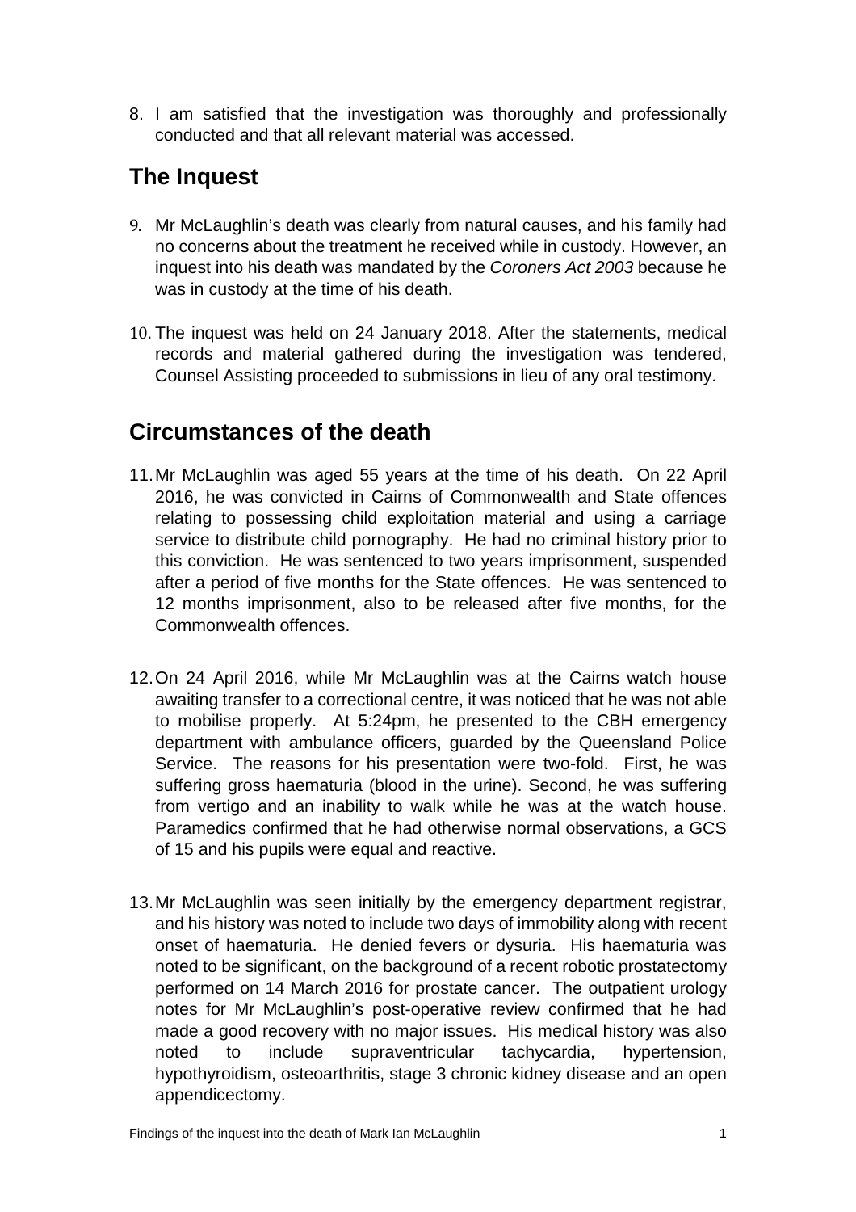8. I am satisfied that the investigation was thoroughly and professionally conducted and that all relevant material was accessed.

## The Inquest

9. Mr McLaughlin's death was clearly from natural causes, and his family had no concerns about the treatment he received while in custody. However, an inquest into his death was mandated by the *Coroners Act 2003* because he was in custody at the time of his death.

10. The inquest was held on 24 January 2018. After the statements, medical records and material gathered during the investigation was tendered, Counsel Assisting proceeded to submissions in lieu of any oral testimony.

## Circumstances of the death

11. Mr McLaughlin was aged 55 years at the time of his death. On 22 April 2016, he was convicted in Cairns of Commonwealth and State offences relating to possessing child exploitation material and using a carriage service to distribute child pornography. He had no criminal history prior to this conviction. He was sentenced to two years imprisonment, suspended after a period of five months for the State offences. He was sentenced to 12 months imprisonment, also to be released after five months, for the Commonwealth offences.

12. On 24 April 2016, while Mr McLaughlin was at the Cairns watch house awaiting transfer to a correctional centre, it was noticed that he was not able to mobilise properly. At 5:24pm, he presented to the CBH emergency department with ambulance officers, guarded by the Queensland Police Service. The reasons for his presentation were two-fold. First, he was suffering gross haematuria (blood in the urine). Second, he was suffering from vertigo and an inability to walk while he was at the watch house. Paramedics confirmed that he had otherwise normal observations, a GCS of 15 and his pupils were equal and reactive.

13. Mr McLaughlin was seen initially by the emergency department registrar, and his history was noted to include two days of immobility along with recent onset of haematuria. He denied fevers or dysuria. His haematuria was noted to be significant, on the background of a recent robotic prostatectomy performed on 14 March 2016 for prostate cancer. The outpatient urology notes for Mr McLaughlin's post-operative review confirmed that he had made a good recovery with no major issues. His medical history was also noted to include supraventricular tachycardia, hypertension, hypothyroidism, osteoarthritis, stage 3 chronic kidney disease and an open appendicectomy.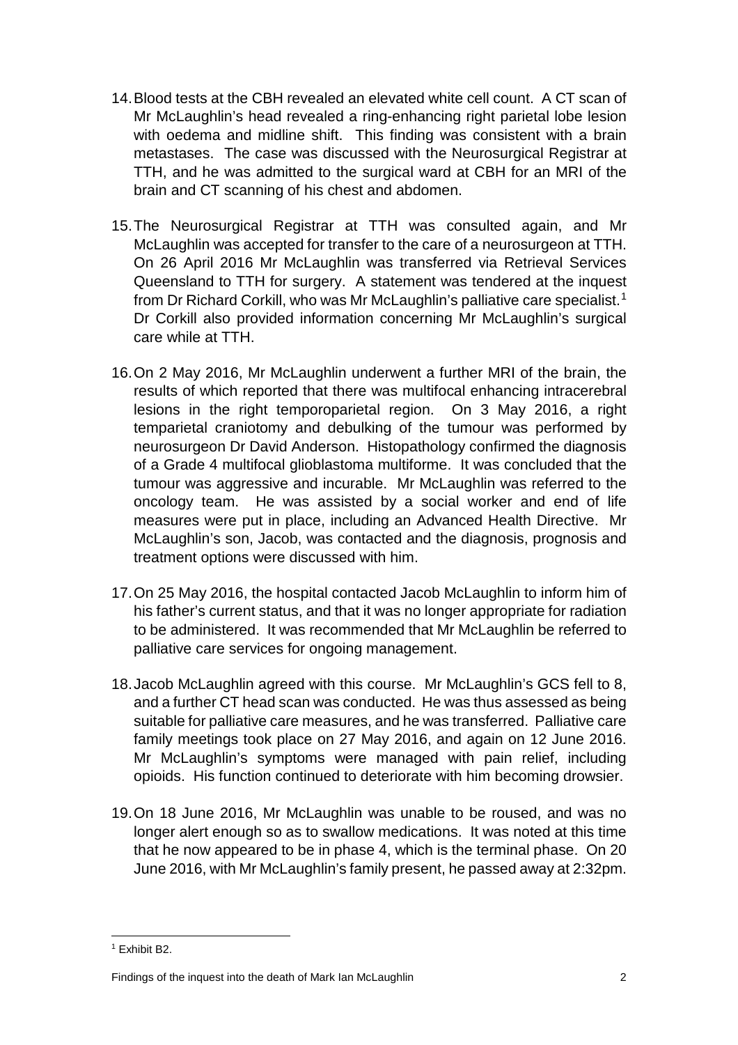14. Blood tests at the CBH revealed an elevated white cell count. A CT scan of Mr McLaughlin's head revealed a ring-enhancing right parietal lobe lesion with oedema and midline shift. This finding was consistent with a brain metastases. The case was discussed with the Neurosurgical Registrar at TTH, and he was admitted to the surgical ward at CBH for an MRI of the brain and CT scanning of his chest and abdomen.

15. The Neurosurgical Registrar at TTH was consulted again, and Mr McLaughlin was accepted for transfer to the care of a neurosurgeon at TTH. On 26 April 2016 Mr McLaughlin was transferred via Retrieval Services Queensland to TTH for surgery. A statement was tendered at the inquest from Dr Richard Corkill, who was Mr McLaughlin's palliative care specialist.[1] Dr Corkill also provided information concerning Mr McLaughlin's surgical care while at TTH.

16. On 2 May 2016, Mr McLaughlin underwent a further MRI of the brain, the results of which reported that there was multifocal enhancing intracerebral lesions in the right temporoparietal region. On 3 May 2016, a right temparietal craniotomy and debulking of the tumour was performed by neurosurgeon Dr David Anderson. Histopathology confirmed the diagnosis of a Grade 4 multifocal glioblastoma multiforme. It was concluded that the tumour was aggressive and incurable. Mr McLaughlin was referred to the oncology team. He was assisted by a social worker and end of life measures were put in place, including an Advanced Health Directive. Mr McLaughlin's son, Jacob, was contacted and the diagnosis, prognosis and treatment options were discussed with him.

17. On 25 May 2016, the hospital contacted Jacob McLaughlin to inform him of his father's current status, and that it was no longer appropriate for radiation to be administered. It was recommended that Mr McLaughlin be referred to palliative care services for ongoing management.

18. Jacob McLaughlin agreed with this course. Mr McLaughlin's GCS fell to 8, and a further CT head scan was conducted. He was thus assessed as being suitable for palliative care measures, and he was transferred. Palliative care family meetings took place on 27 May 2016, and again on 12 June 2016. Mr McLaughlin's symptoms were managed with pain relief, including opioids. His function continued to deteriorate with him becoming drowsier.

19. On 18 June 2016, Mr McLaughlin was unable to be roused, and was no longer alert enough so as to swallow medications. It was noted at this time that he now appeared to be in phase 4, which is the terminal phase. On 20 June 2016, with Mr McLaughlin's family present, he passed away at 2:32pm.

[1] Exhibit B2.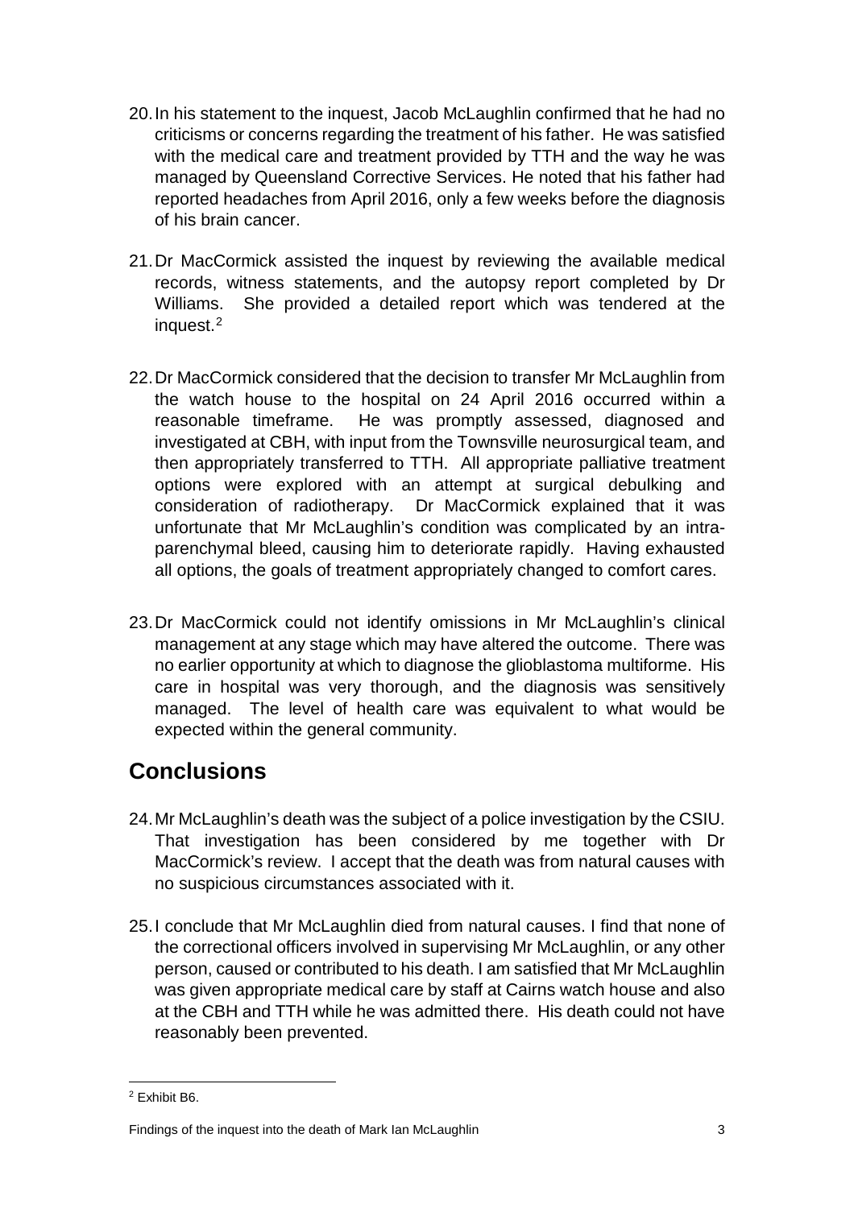20. In his statement to the inquest, Jacob McLaughlin confirmed that he had no criticisms or concerns regarding the treatment of his father. He was satisfied with the medical care and treatment provided by TTH and the way he was managed by Queensland Corrective Services. He noted that his father had reported headaches from April 2016, only a few weeks before the diagnosis of his brain cancer.

21. Dr MacCormick assisted the inquest by reviewing the available medical records, witness statements, and the autopsy report completed by Dr Williams. She provided a detailed report which was tendered at the inquest.[2]

22. Dr MacCormick considered that the decision to transfer Mr McLaughlin from the watch house to the hospital on 24 April 2016 occurred within a reasonable timeframe. He was promptly assessed, diagnosed and investigated at CBH, with input from the Townsville neurosurgical team, and then appropriately transferred to TTH. All appropriate palliative treatment options were explored with an attempt at surgical debulking and consideration of radiotherapy. Dr MacCormick explained that it was unfortunate that Mr McLaughlin's condition was complicated by an intra-parenchymal bleed, causing him to deteriorate rapidly. Having exhausted all options, the goals of treatment appropriately changed to comfort cares.

23. Dr MacCormick could not identify omissions in Mr McLaughlin's clinical management at any stage which may have altered the outcome. There was no earlier opportunity at which to diagnose the glioblastoma multiforme. His care in hospital was very thorough, and the diagnosis was sensitively managed. The level of health care was equivalent to what would be expected within the general community.

## Conclusions

24. Mr McLaughlin's death was the subject of a police investigation by the CSIU. That investigation has been considered by me together with Dr MacCormick's review. I accept that the death was from natural causes with no suspicious circumstances associated with it.

25. I conclude that Mr McLaughlin died from natural causes. I find that none of the correctional officers involved in supervising Mr McLaughlin, or any other person, caused or contributed to his death. I am satisfied that Mr McLaughlin was given appropriate medical care by staff at Cairns watch house and also at the CBH and TTH while he was admitted there. His death could not have reasonably been prevented.

---

[2] Exhibit B6.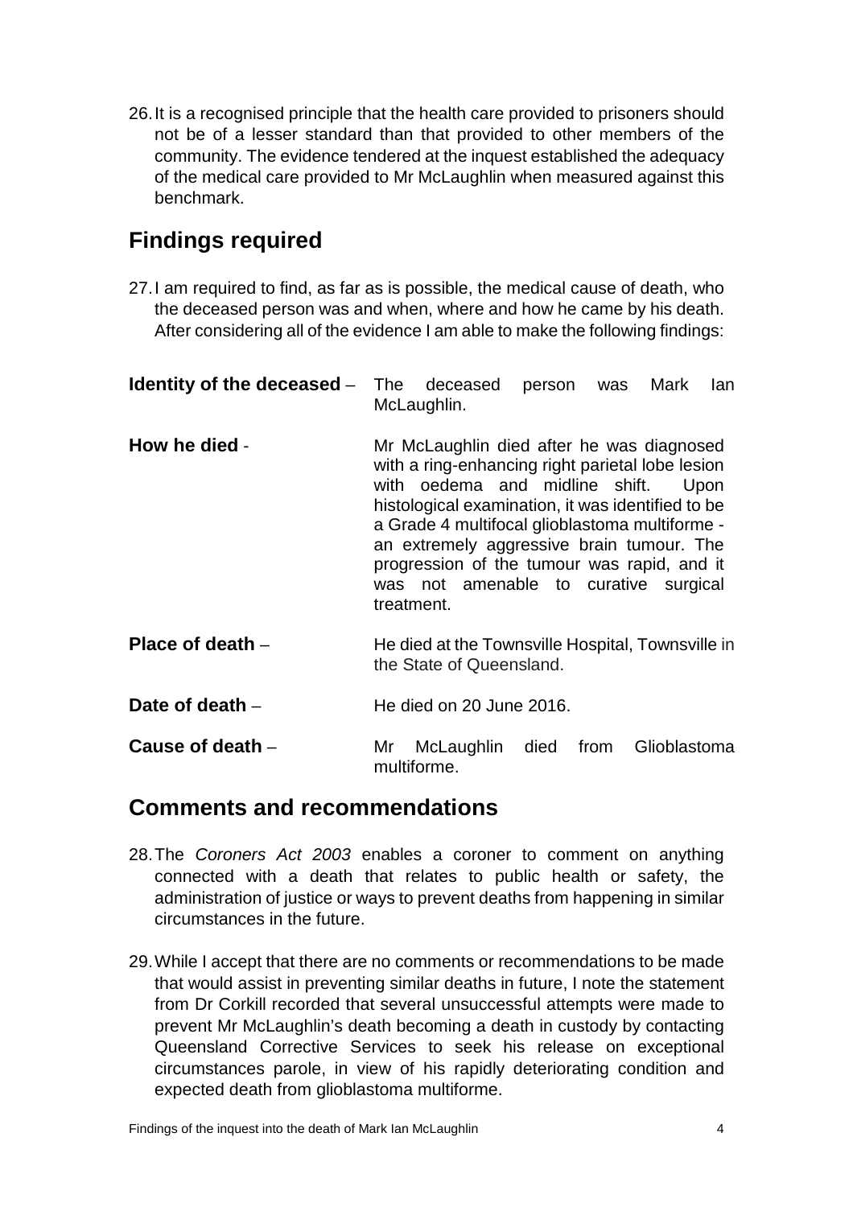26. It is a recognised principle that the health care provided to prisoners should not be of a lesser standard than that provided to other members of the community. The evidence tendered at the inquest established the adequacy of the medical care provided to Mr McLaughlin when measured against this benchmark.

## Findings required

27. I am required to find, as far as is possible, the medical cause of death, who the deceased person was and when, where and how he came by his death. After considering all of the evidence I am able to make the following findings:

**Identity of the deceased** – The deceased person was Mark Ian McLaughlin.

**How he died** - Mr McLaughlin died after he was diagnosed with a ring-enhancing right parietal lobe lesion with oedema and midline shift. Upon histological examination, it was identified to be a Grade 4 multifocal glioblastoma multiforme - an extremely aggressive brain tumour. The progression of the tumour was rapid, and it was not amenable to curative surgical treatment.

**Place of death** – He died at the Townsville Hospital, Townsville in the State of Queensland.

**Date of death** – He died on 20 June 2016.

**Cause of death** – Mr McLaughlin died from Glioblastoma multiforme.

## Comments and recommendations

28. The *Coroners Act 2003* enables a coroner to comment on anything connected with a death that relates to public health or safety, the administration of justice or ways to prevent deaths from happening in similar circumstances in the future.

29. While I accept that there are no comments or recommendations to be made that would assist in preventing similar deaths in future, I note the statement from Dr Corkill recorded that several unsuccessful attempts were made to prevent Mr McLaughlin's death becoming a death in custody by contacting Queensland Corrective Services to seek his release on exceptional circumstances parole, in view of his rapidly deteriorating condition and expected death from glioblastoma multiforme.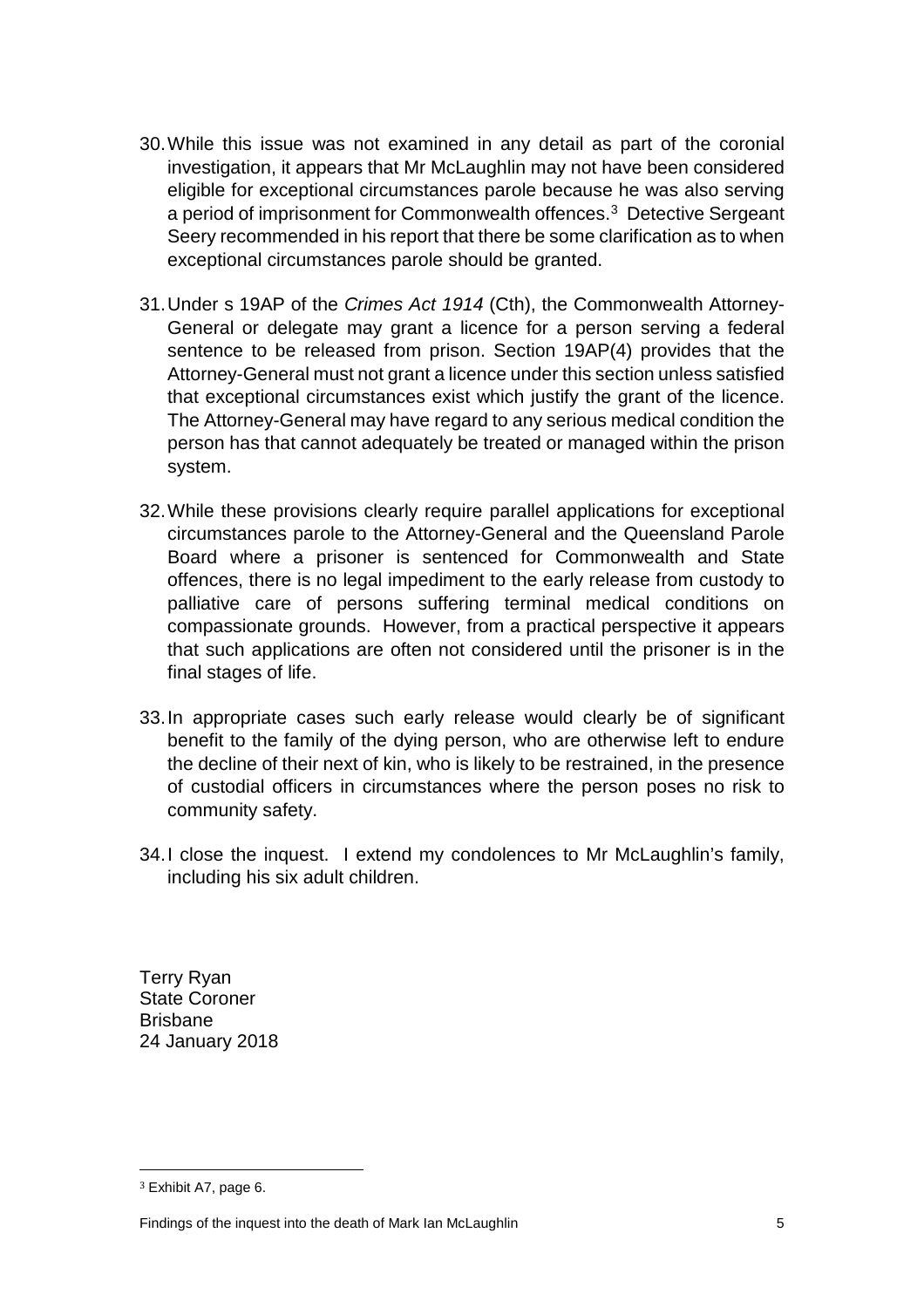30. While this issue was not examined in any detail as part of the coronial investigation, it appears that Mr McLaughlin may not have been considered eligible for exceptional circumstances parole because he was also serving a period of imprisonment for Commonwealth offences.[3] Detective Sergeant Seery recommended in his report that there be some clarification as to when exceptional circumstances parole should be granted.

31. Under s 19AP of the *Crimes Act 1914* (Cth), the Commonwealth Attorney-General or delegate may grant a licence for a person serving a federal sentence to be released from prison. Section 19AP(4) provides that the Attorney-General must not grant a licence under this section unless satisfied that exceptional circumstances exist which justify the grant of the licence. The Attorney-General may have regard to any serious medical condition the person has that cannot adequately be treated or managed within the prison system.

32. While these provisions clearly require parallel applications for exceptional circumstances parole to the Attorney-General and the Queensland Parole Board where a prisoner is sentenced for Commonwealth and State offences, there is no legal impediment to the early release from custody to palliative care of persons suffering terminal medical conditions on compassionate grounds. However, from a practical perspective it appears that such applications are often not considered until the prisoner is in the final stages of life.

33. In appropriate cases such early release would clearly be of significant benefit to the family of the dying person, who are otherwise left to endure the decline of their next of kin, who is likely to be restrained, in the presence of custodial officers in circumstances where the person poses no risk to community safety.

34. I close the inquest. I extend my condolences to Mr McLaughlin's family, including his six adult children.

Terry Ryan
State Coroner
Brisbane
24 January 2018

[3] Exhibit A7, page 6.